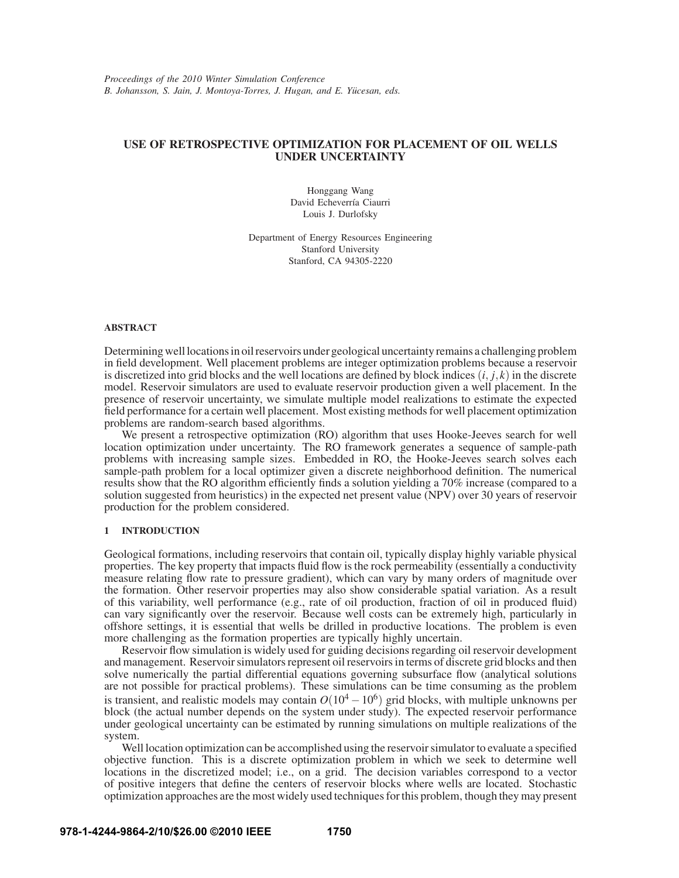*Proceedings of the 2010 Winter Simulation Conference*
*B. Johansson, S. Jain, J. Montoya-Torres, J. Hugan, and E. Yücesan, eds.*

# USE OF RETROSPECTIVE OPTIMIZATION FOR PLACEMENT OF OIL WELLS UNDER UNCERTAINTY

Honggang Wang
David Echeverría Ciaurri
Louis J. Durlofsky

Department of Energy Resources Engineering
Stanford University
Stanford, CA 94305-2220

## ABSTRACT

Determining well locations in oil reservoirs under geological uncertainty remains a challenging problem in field development. Well placement problems are integer optimization problems because a reservoir is discretized into grid blocks and the well locations are defined by block indices $(i, j, k)$ in the discrete model. Reservoir simulators are used to evaluate reservoir production given a well placement. In the presence of reservoir uncertainty, we simulate multiple model realizations to estimate the expected field performance for a certain well placement. Most existing methods for well placement optimization problems are random-search based algorithms.

We present a retrospective optimization (RO) algorithm that uses Hooke-Jeeves search for well location optimization under uncertainty. The RO framework generates a sequence of sample-path problems with increasing sample sizes. Embedded in RO, the Hooke-Jeeves search solves each sample-path problem for a local optimizer given a discrete neighborhood definition. The numerical results show that the RO algorithm efficiently finds a solution yielding a 70% increase (compared to a solution suggested from heuristics) in the expected net present value (NPV) over 30 years of reservoir production for the problem considered.

## 1 INTRODUCTION

Geological formations, including reservoirs that contain oil, typically display highly variable physical properties. The key property that impacts fluid flow is the rock permeability (essentially a conductivity measure relating flow rate to pressure gradient), which can vary by many orders of magnitude over the formation. Other reservoir properties may also show considerable spatial variation. As a result of this variability, well performance (e.g., rate of oil production, fraction of oil in produced fluid) can vary significantly over the reservoir. Because well costs can be extremely high, particularly in offshore settings, it is essential that wells be drilled in productive locations. The problem is even more challenging as the formation properties are typically highly uncertain.

Reservoir flow simulation is widely used for guiding decisions regarding oil reservoir development and management. Reservoir simulators represent oil reservoirs in terms of discrete grid blocks and then solve numerically the partial differential equations governing subsurface flow (analytical solutions are not possible for practical problems). These simulations can be time consuming as the problem is transient, and realistic models may contain $O(10^4 - 10^6)$ grid blocks, with multiple unknowns per block (the actual number depends on the system under study). The expected reservoir performance under geological uncertainty can be estimated by running simulations on multiple realizations of the system.

Well location optimization can be accomplished using the reservoir simulator to evaluate a specified objective function. This is a discrete optimization problem in which we seek to determine well locations in the discretized model; i.e., on a grid. The decision variables correspond to a vector of positive integers that define the centers of reservoir blocks where wells are located. Stochastic optimization approaches are the most widely used techniques for this problem, though they may present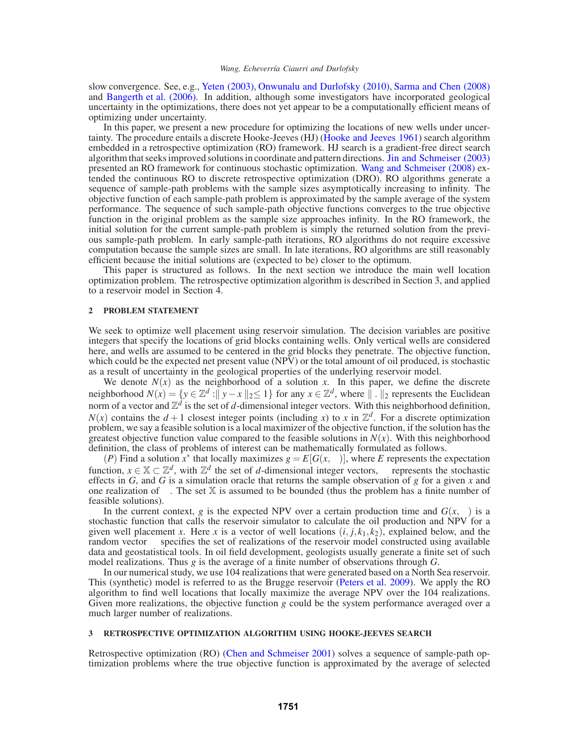slow convergence. See, e.g., Yeten (2003), Onwunalu and Durlofsky (2010), Sarma and Chen (2008) and Bangerth et al. (2006). In addition, although some investigators have incorporated geological uncertainty in the optimizations, there does not yet appear to be a computationally efficient means of optimizing under uncertainty.

In this paper, we present a new procedure for optimizing the locations of new wells under uncertainty. The procedure entails a discrete Hooke-Jeeves (HJ) (Hooke and Jeeves 1961) search algorithm embedded in a retrospective optimization (RO) framework. HJ search is a gradient-free direct search algorithm that seeks improved solutions in coordinate and pattern directions. Jin and Schmeiser (2003) presented an RO framework for continuous stochastic optimization. Wang and Schmeiser (2008) extended the continuous RO to discrete retrospective optimization (DRO). RO algorithms generate a sequence of sample-path problems with the sample sizes asymptotically increasing to infinity. The objective function of each sample-path problem is approximated by the sample average of the system performance. The sequence of such sample-path objective functions converges to the true objective function in the original problem as the sample size approaches infinity. In the RO framework, the initial solution for the current sample-path problem is simply the returned solution from the previous sample-path problem. In early sample-path iterations, RO algorithms do not require excessive computation because the sample sizes are small. In late iterations, RO algorithms are still reasonably efficient because the initial solutions are (expected to be) closer to the optimum.

This paper is structured as follows. In the next section we introduce the main well location optimization problem. The retrospective optimization algorithm is described in Section 3, and applied to a reservoir model in Section 4.

## 2 PROBLEM STATEMENT

We seek to optimize well placement using reservoir simulation. The decision variables are positive integers that specify the locations of grid blocks containing wells. Only vertical wells are considered here, and wells are assumed to be centered in the grid blocks they penetrate. The objective function, which could be the expected net present value (NPV) or the total amount of oil produced, is stochastic as a result of uncertainty in the geological properties of the underlying reservoir model.

We denote $N(x)$ as the neighborhood of a solution $x$. In this paper, we define the discrete neighborhood $N(x) = \{y \in \mathbb{Z}^d : \| y - x \|_2 \leq 1\}$ for any $x \in \mathbb{Z}^d$, where $\| \, . \, \|_2$ represents the Euclidean norm of a vector and $\mathbb{Z}^d$ is the set of $d$-dimensional integer vectors. With this neighborhood definition, $N(x)$ contains the $d+1$ closest integer points (including $x$) to $x$ in $\mathbb{Z}^d$. For a discrete optimization problem, we say a feasible solution is a local maximizer of the objective function, if the solution has the greatest objective function value compared to the feasible solutions in $N(x)$. With this neighborhood definition, the class of problems of interest can be mathematically formulated as follows.

$(P)$ Find a solution $x^*$ that locally maximizes $g = E[G(x, \omega)]$, where $E$ represents the expectation function, $x \in \mathbb{X} \subset \mathbb{Z}^d$, with $\mathbb{Z}^d$ the set of $d$-dimensional integer vectors, $\omega$ represents the stochastic effects in $G$, and $G$ is a simulation oracle that returns the sample observation of $g$ for a given $x$ and one realization of $\omega$. The set $\mathbb{X}$ is assumed to be bounded (thus the problem has a finite number of feasible solutions).

In the current context, $g$ is the expected NPV over a certain production time and $G(x, \omega)$ is a stochastic function that calls the reservoir simulator to calculate the oil production and NPV for a given well placement $x$. Here $x$ is a vector of well locations $(i, j, k_1, k_2)$, explained below, and the random vector $\omega$ specifies the set of realizations of the reservoir model constructed using available data and geostatistical tools. In oil field development, geologists usually generate a finite set of such model realizations. Thus $g$ is the average of a finite number of observations through $G$.

In our numerical study, we use 104 realizations that were generated based on a North Sea reservoir. This (synthetic) model is referred to as the Brugge reservoir (Peters et al. 2009). We apply the RO algorithm to find well locations that locally maximize the average NPV over the 104 realizations. Given more realizations, the objective function $g$ could be the system performance averaged over a much larger number of realizations.

## 3 RETROSPECTIVE OPTIMIZATION ALGORITHM USING HOOKE-JEEVES SEARCH

Retrospective optimization (RO) (Chen and Schmeiser 2001) solves a sequence of sample-path optimization problems where the true objective function is approximated by the average of selected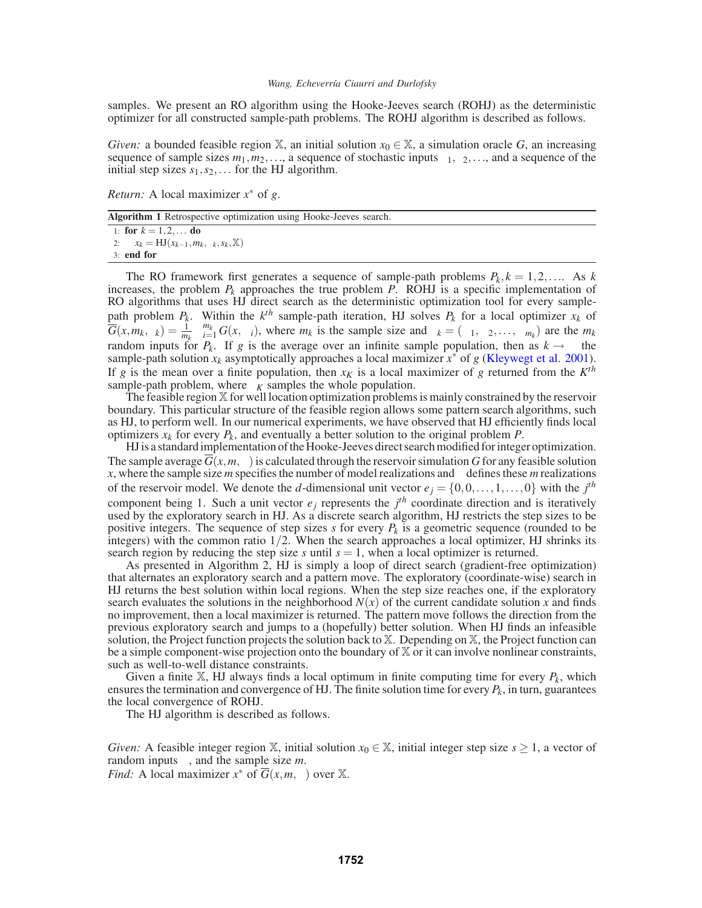samples. We present an RO algorithm using the Hooke-Jeeves search (ROHJ) as the deterministic optimizer for all constructed sample-path problems. The ROHJ algorithm is described as follows.

*Given:* a bounded feasible region $\mathbb{X}$, an initial solution $x_0 \in \mathbb{X}$, a simulation oracle $G$, an increasing sequence of sample sizes $m_1, m_2, \ldots$, a sequence of stochastic inputs $\omega_1, \omega_2, \ldots$, and a sequence of the initial step sizes $s_1, s_2, \ldots$ for the HJ algorithm.

*Return:* A local maximizer $x^*$ of $g$.

**Algorithm 1** Retrospective optimization using Hooke-Jeeves search.

```
1: for k = 1,2,... do
2:     x_k = HJ(x_{k-1}, m_k, ω_k, s_k, X)
3: end for
```

The RO framework first generates a sequence of sample-path problems $P_k, k = 1, 2, \ldots$. As $k$ increases, the problem $P_k$ approaches the true problem $P$. ROHJ is a specific implementation of RO algorithms that uses HJ direct search as the deterministic optimization tool for every sample-path problem $P_k$. Within the $k^{th}$ sample-path iteration, HJ solves $P_k$ for a local optimizer $x_k$ of $\overline{G}(x, m_k, \omega_k) = \frac{1}{m_k}\sum_{i=1}^{m_k} G(x, \omega_i)$, where $m_k$ is the sample size and $\omega_k = (\omega_1, \omega_2, \ldots, \omega_{m_k})$ are the $m_k$ random inputs for $P_k$. If $g$ is the average over an infinite sample population, then as $k \to \infty$ the sample-path solution $x_k$ asymptotically approaches a local maximizer $x^*$ of $g$ (Kleywegt et al. 2001). If $g$ is the mean over a finite population, then $x_K$ is a local maximizer of $g$ returned from the $K^{th}$ sample-path problem, where $\omega_K$ samples the whole population.

The feasible region $\mathbb{X}$ for well location optimization problems is mainly constrained by the reservoir boundary. This particular structure of the feasible region allows some pattern search algorithms, such as HJ, to perform well. In our numerical experiments, we have observed that HJ efficiently finds local optimizers $x_k$ for every $P_k$, and eventually a better solution to the original problem $P$.

HJ is a standard implementation of the Hooke-Jeeves direct search modified for integer optimization. The sample average $\overline{G}(x, m, \omega)$ is calculated through the reservoir simulation $G$ for any feasible solution $x$, where the sample size $m$ specifies the number of model realizations and $\omega$ defines these $m$ realizations of the reservoir model. We denote the $d$-dimensional unit vector $e_j = \{0, 0, \ldots, 1, \ldots, 0\}$ with the $j^{th}$ component being 1. Such a unit vector $e_j$ represents the $j^{th}$ coordinate direction and is iteratively used by the exploratory search in HJ. As a discrete search algorithm, HJ restricts the step sizes to be positive integers. The sequence of step sizes $s$ for every $P_k$ is a geometric sequence (rounded to be integers) with the common ratio $1/2$. When the search approaches a local optimizer, HJ shrinks its search region by reducing the step size $s$ until $s = 1$, when a local optimizer is returned.

As presented in Algorithm 2, HJ is simply a loop of direct search (gradient-free optimization) that alternates an exploratory search and a pattern move. The exploratory (coordinate-wise) search in HJ returns the best solution within local regions. When the step size reaches one, if the exploratory search evaluates the solutions in the neighborhood $N(x)$ of the current candidate solution $x$ and finds no improvement, then a local maximizer is returned. The pattern move follows the direction from the previous exploratory search and jumps to a (hopefully) better solution. When HJ finds an infeasible solution, the Project function projects the solution back to $\mathbb{X}$. Depending on $\mathbb{X}$, the Project function can be a simple component-wise projection onto the boundary of $\mathbb{X}$ or it can involve nonlinear constraints, such as well-to-well distance constraints.

Given a finite $\mathbb{X}$, HJ always finds a local optimum in finite computing time for every $P_k$, which ensures the termination and convergence of HJ. The finite solution time for every $P_k$, in turn, guarantees the local convergence of ROHJ.

The HJ algorithm is described as follows.

*Given:* A feasible integer region $\mathbb{X}$, initial solution $x_0 \in \mathbb{X}$, initial integer step size $s \geq 1$, a vector of random inputs $\omega$, and the sample size $m$.
*Find:* A local maximizer $x^*$ of $\overline{G}(x, m, \omega)$ over $\mathbb{X}$.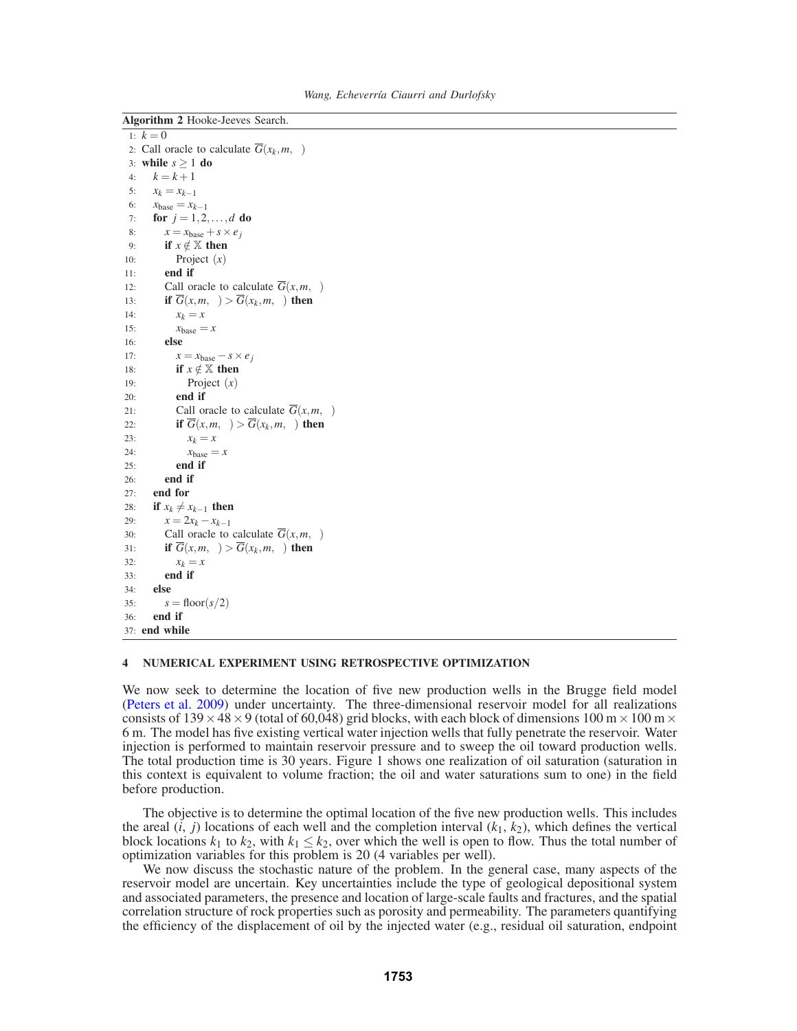**Algorithm 2** Hooke-Jeeves Search.

```
1:  k = 0
2:  Call oracle to calculate G̅(x_k, m, )
3:  while s ≥ 1 do
4:      k = k + 1
5:      x_k = x_{k−1}
6:      x_base = x_{k−1}
7:      for j = 1, 2, ..., d do
8:          x = x_base + s × e_j
9:          if x ∉ 𝕏 then
10:             Project (x)
11:         end if
12:         Call oracle to calculate G̅(x, m, )
13:         if G̅(x, m, ) > G̅(x_k, m, ) then
14:             x_k = x
15:             x_base = x
16:         else
17:             x = x_base − s × e_j
18:             if x ∉ 𝕏 then
19:                 Project (x)
20:             end if
21:             Call oracle to calculate G̅(x, m, )
22:             if G̅(x, m, ) > G̅(x_k, m, ) then
23:                 x_k = x
24:                 x_base = x
25:             end if
26:         end if
27:     end for
28:     if x_k ≠ x_{k−1} then
29:         x = 2x_k − x_{k−1}
30:         Call oracle to calculate G̅(x, m, )
31:         if G̅(x, m, ) > G̅(x_k, m, ) then
32:             x_k = x
33:         end if
34:     else
35:         s = floor(s/2)
36:     end if
37: end while
```

## 4 NUMERICAL EXPERIMENT USING RETROSPECTIVE OPTIMIZATION

We now seek to determine the location of five new production wells in the Brugge field model (Peters et al. 2009) under uncertainty. The three-dimensional reservoir model for all realizations consists of $139 \times 48 \times 9$ (total of 60,048) grid blocks, with each block of dimensions $100\,\text{m} \times 100\,\text{m} \times 6\,\text{m}$. The model has five existing vertical water injection wells that fully penetrate the reservoir. Water injection is performed to maintain reservoir pressure and to sweep the oil toward production wells. The total production time is 30 years. Figure 1 shows one realization of oil saturation (saturation in this context is equivalent to volume fraction; the oil and water saturations sum to one) in the field before production.

The objective is to determine the optimal location of the five new production wells. This includes the areal $(i,\ j)$ locations of each well and the completion interval $(k_1,\ k_2)$, which defines the vertical block locations $k_1$ to $k_2$, with $k_1 \leq k_2$, over which the well is open to flow. Thus the total number of optimization variables for this problem is 20 (4 variables per well).

We now discuss the stochastic nature of the problem. In the general case, many aspects of the reservoir model are uncertain. Key uncertainties include the type of geological depositional system and associated parameters, the presence and location of large-scale faults and fractures, and the spatial correlation structure of rock properties such as porosity and permeability. The parameters quantifying the efficiency of the displacement of oil by the injected water (e.g., residual oil saturation, endpoint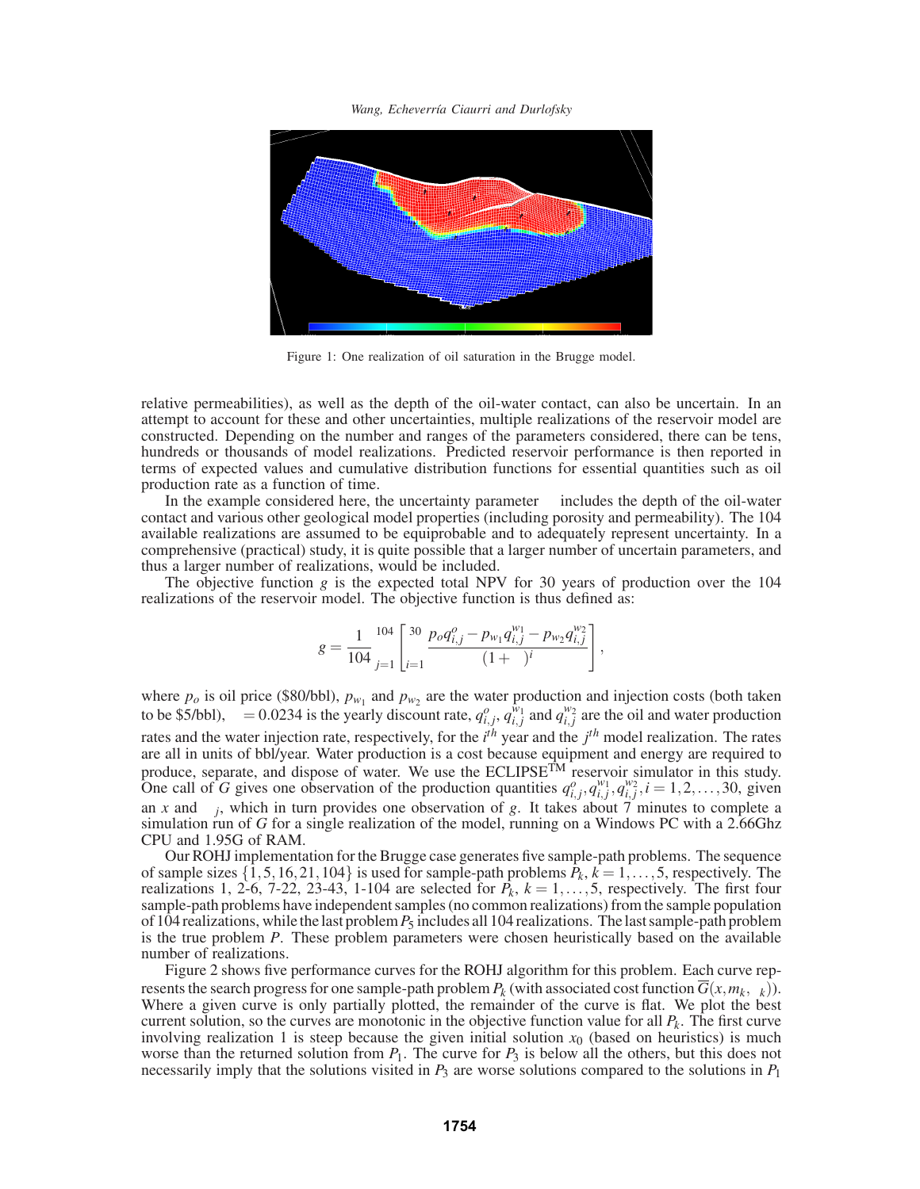Figure 1: One realization of oil saturation in the Brugge model.

relative permeabilities), as well as the depth of the oil-water contact, can also be uncertain. In an attempt to account for these and other uncertainties, multiple realizations of the reservoir model are constructed. Depending on the number and ranges of the parameters considered, there can be tens, hundreds or thousands of model realizations. Predicted reservoir performance is then reported in terms of expected values and cumulative distribution functions for essential quantities such as oil production rate as a function of time.

In the example considered here, the uncertainty parameter $\xi$ includes the depth of the oil-water contact and various other geological model properties (including porosity and permeability). The 104 available realizations are assumed to be equiprobable and to adequately represent uncertainty. In a comprehensive (practical) study, it is quite possible that a larger number of uncertain parameters, and thus a larger number of realizations, would be included.

The objective function $g$ is the expected total NPV for 30 years of production over the 104 realizations of the reservoir model. The objective function is thus defined as:

$$g = \frac{1}{104} \sum_{j=1}^{104} \left[ \sum_{i=1}^{30} \frac{p_o q_{i,j}^o - p_{w_1} q_{i,j}^{w_1} - p_{w_2} q_{i,j}^{w_2}}{(1+\gamma)^i} \right],$$

where $p_o$ is oil price (\$80/bbl), $p_{w_1}$ and $p_{w_2}$ are the water production and injection costs (both taken to be \$5/bbl), $\gamma = 0.0234$ is the yearly discount rate, $q_{i,j}^o$, $q_{i,j}^{w_1}$ and $q_{i,j}^{w_2}$ are the oil and water production rates and the water injection rate, respectively, for the $i^{th}$ year and the $j^{th}$ model realization. The rates are all in units of bbl/year. Water production is a cost because equipment and energy are required to produce, separate, and dispose of water. We use the ECLIPSE$^{\text{TM}}$ reservoir simulator in this study. One call of $G$ gives one observation of the production quantities $q_{i,j}^o, q_{i,j}^{w_1}, q_{i,j}^{w_2}, i = 1, 2, \ldots, 30$, given an $x$ and $\xi_j$, which in turn provides one observation of $g$. It takes about 7 minutes to complete a simulation run of $G$ for a single realization of the model, running on a Windows PC with a 2.66Ghz CPU and 1.95G of RAM.

Our ROHJ implementation for the Brugge case generates five sample-path problems. The sequence of sample sizes $\{1, 5, 16, 21, 104\}$ is used for sample-path problems $P_k$, $k = 1, \ldots, 5$, respectively. The realizations 1, 2-6, 7-22, 23-43, 1-104 are selected for $P_k$, $k = 1, \ldots, 5$, respectively. The first four sample-path problems have independent samples (no common realizations) from the sample population of 104 realizations, while the last problem $P_5$ includes all 104 realizations. The last sample-path problem is the true problem $P$. These problem parameters were chosen heuristically based on the available number of realizations.

Figure 2 shows five performance curves for the ROHJ algorithm for this problem. Each curve represents the search progress for one sample-path problem $P_k$ (with associated cost function $\overline{G}(x, m_k, \xi_k)$). Where a given curve is only partially plotted, the remainder of the curve is flat. We plot the best current solution, so the curves are monotonic in the objective function value for all $P_k$. The first curve involving realization 1 is steep because the given initial solution $x_0$ (based on heuristics) is much worse than the returned solution from $P_1$. The curve for $P_3$ is below all the others, but this does not necessarily imply that the solutions visited in $P_3$ are worse solutions compared to the solutions in $P_1$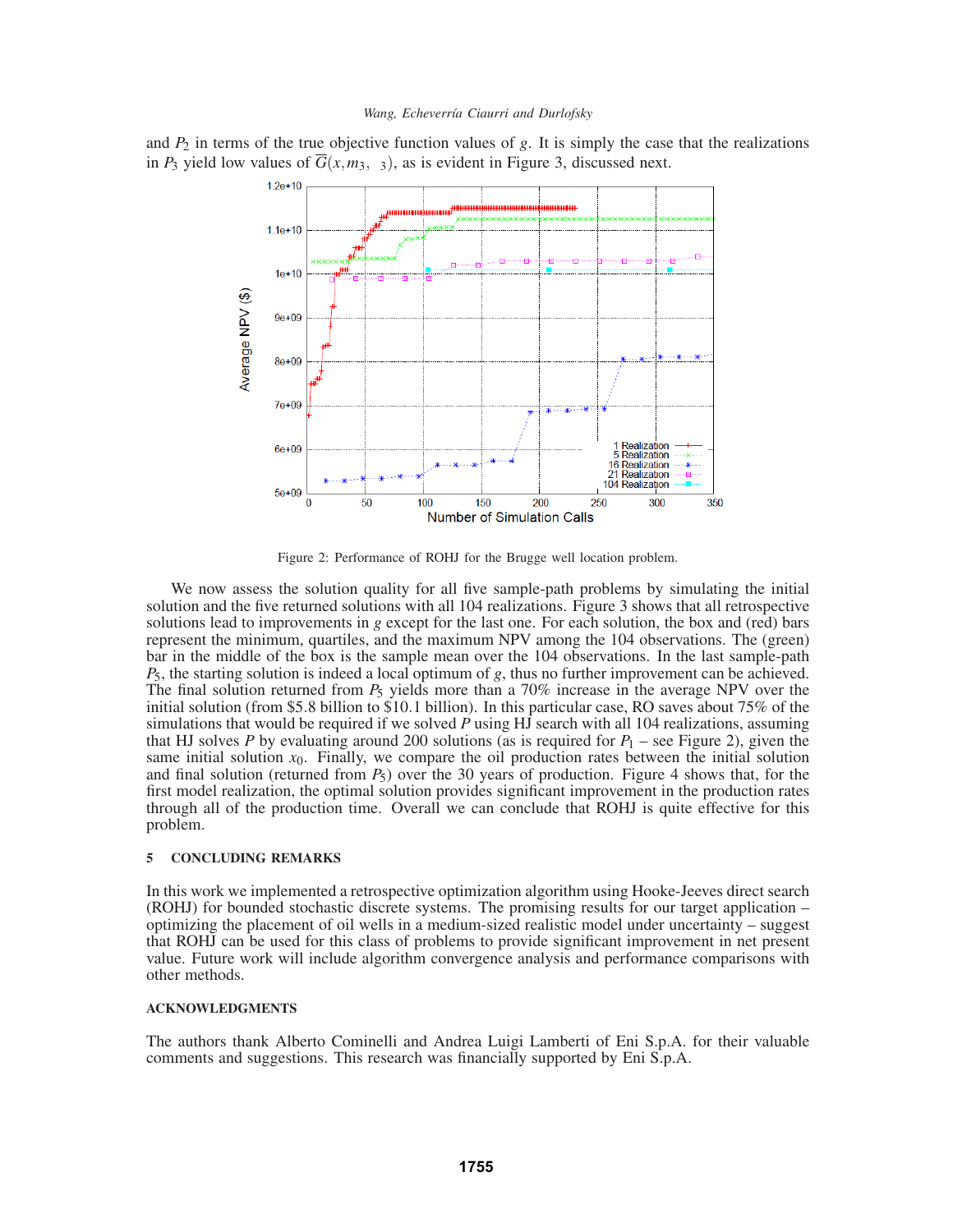and $P_2$ in terms of the true objective function values of $g$. It is simply the case that the realizations in $P_3$ yield low values of $\overline{G}(x, m_3, \ 3)$, as is evident in Figure 3, discussed next.

Figure 2: Performance of ROHJ for the Brugge well location problem.

We now assess the solution quality for all five sample-path problems by simulating the initial solution and the five returned solutions with all 104 realizations. Figure 3 shows that all retrospective solutions lead to improvements in $g$ except for the last one. For each solution, the box and (red) bars represent the minimum, quartiles, and the maximum NPV among the 104 observations. The (green) bar in the middle of the box is the sample mean over the 104 observations. In the last sample-path $P_5$, the starting solution is indeed a local optimum of $g$, thus no further improvement can be achieved. The final solution returned from $P_5$ yields more than a 70% increase in the average NPV over the initial solution (from \$5.8 billion to \$10.1 billion). In this particular case, RO saves about 75% of the simulations that would be required if we solved $P$ using HJ search with all 104 realizations, assuming that HJ solves $P$ by evaluating around 200 solutions (as is required for $P_1$ – see Figure 2), given the same initial solution $x_0$. Finally, we compare the oil production rates between the initial solution and final solution (returned from $P_5$) over the 30 years of production. Figure 4 shows that, for the first model realization, the optimal solution provides significant improvement in the production rates through all of the production time. Overall we can conclude that ROHJ is quite effective for this problem.

## 5 CONCLUDING REMARKS

In this work we implemented a retrospective optimization algorithm using Hooke-Jeeves direct search (ROHJ) for bounded stochastic discrete systems. The promising results for our target application – optimizing the placement of oil wells in a medium-sized realistic model under uncertainty – suggest that ROHJ can be used for this class of problems to provide significant improvement in net present value. Future work will include algorithm convergence analysis and performance comparisons with other methods.

## ACKNOWLEDGMENTS

The authors thank Alberto Cominelli and Andrea Luigi Lamberti of Eni S.p.A. for their valuable comments and suggestions. This research was financially supported by Eni S.p.A.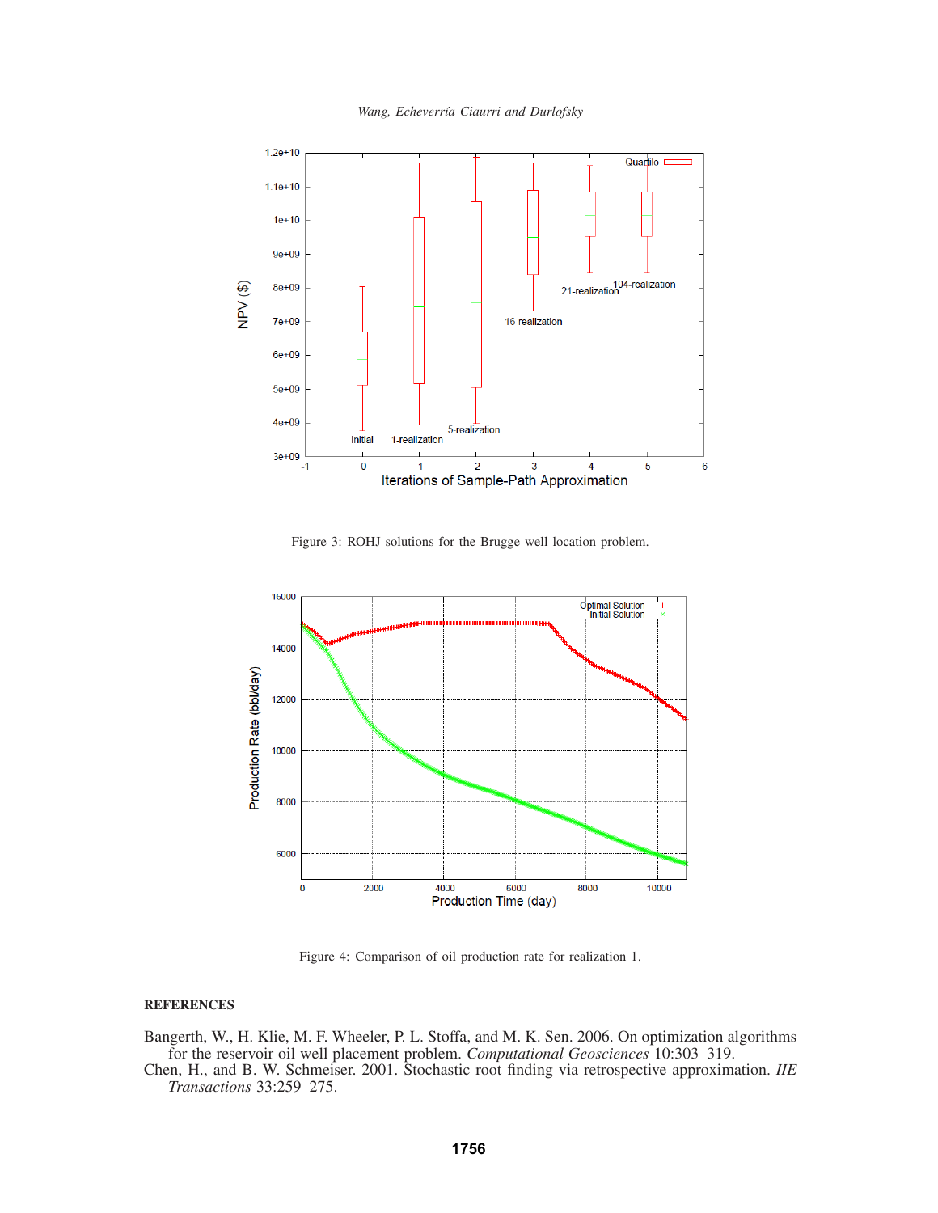Figure 3: ROHJ solutions for the Brugge well location problem.

Figure 4: Comparison of oil production rate for realization 1.

## REFERENCES

Bangerth, W., H. Klie, M. F. Wheeler, P. L. Stoffa, and M. K. Sen. 2006. On optimization algorithms for the reservoir oil well placement problem. *Computational Geosciences* 10:303–319.

Chen, H., and B. W. Schmeiser. 2001. Stochastic root finding via retrospective approximation. *IIE Transactions* 33:259–275.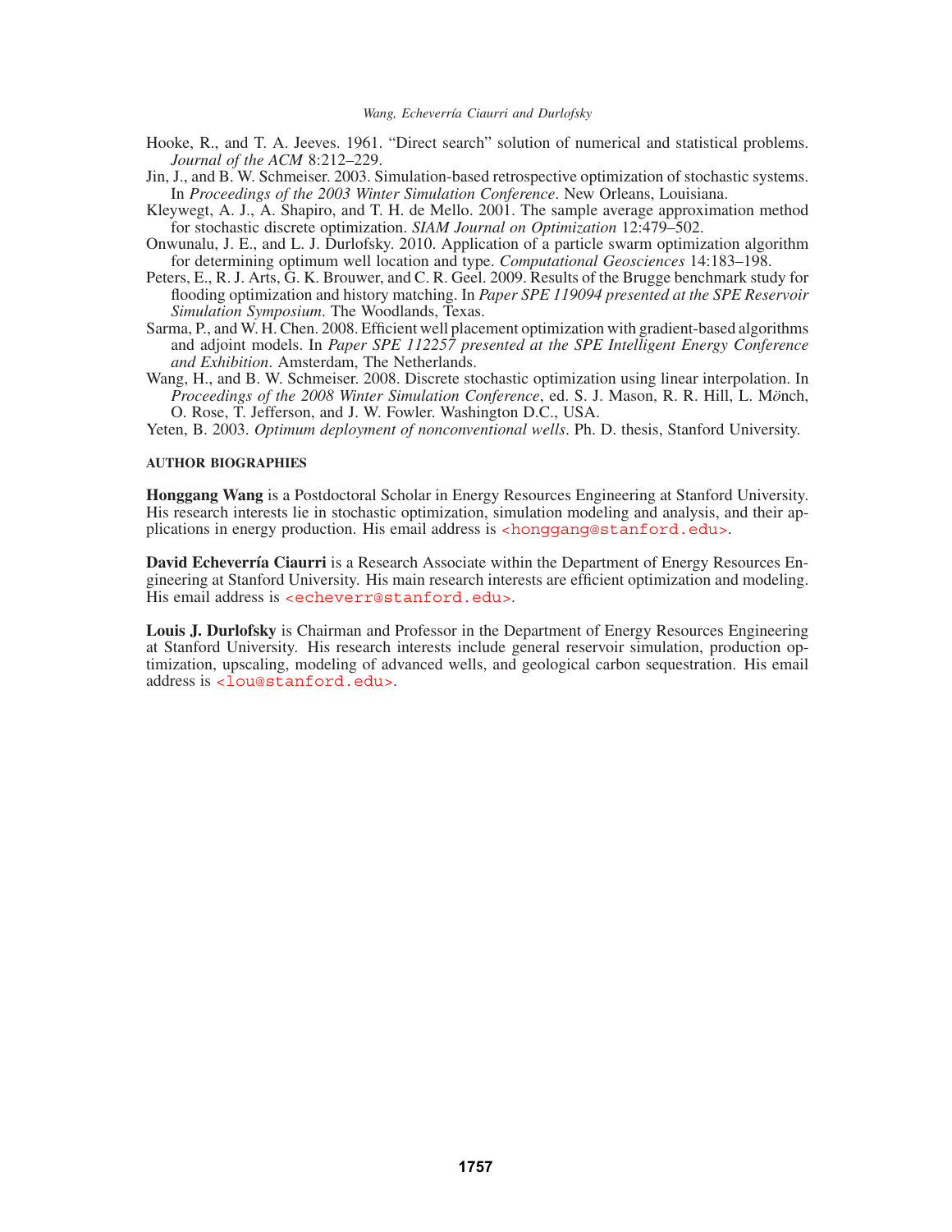Hooke, R., and T. A. Jeeves. 1961. "Direct search" solution of numerical and statistical problems. *Journal of the ACM* 8:212–229.

Jin, J., and B. W. Schmeiser. 2003. Simulation-based retrospective optimization of stochastic systems. In *Proceedings of the 2003 Winter Simulation Conference*. New Orleans, Louisiana.

Kleywegt, A. J., A. Shapiro, and T. H. de Mello. 2001. The sample average approximation method for stochastic discrete optimization. *SIAM Journal on Optimization* 12:479–502.

Onwunalu, J. E., and L. J. Durlofsky. 2010. Application of a particle swarm optimization algorithm for determining optimum well location and type. *Computational Geosciences* 14:183–198.

Peters, E., R. J. Arts, G. K. Brouwer, and C. R. Geel. 2009. Results of the Brugge benchmark study for flooding optimization and history matching. In *Paper SPE 119094 presented at the SPE Reservoir Simulation Symposium*. The Woodlands, Texas.

Sarma, P., and W. H. Chen. 2008. Efficient well placement optimization with gradient-based algorithms and adjoint models. In *Paper SPE 112257 presented at the SPE Intelligent Energy Conference and Exhibition*. Amsterdam, The Netherlands.

Wang, H., and B. W. Schmeiser. 2008. Discrete stochastic optimization using linear interpolation. In *Proceedings of the 2008 Winter Simulation Conference*, ed. S. J. Mason, R. R. Hill, L. Mönch, O. Rose, T. Jefferson, and J. W. Fowler. Washington D.C., USA.

Yeten, B. 2003. *Optimum deployment of nonconventional wells*. Ph. D. thesis, Stanford University.

## AUTHOR BIOGRAPHIES

**Honggang Wang** is a Postdoctoral Scholar in Energy Resources Engineering at Stanford University. His research interests lie in stochastic optimization, simulation modeling and analysis, and their applications in energy production. His email address is <honggang@stanford.edu>.

**David Echeverría Ciaurri** is a Research Associate within the Department of Energy Resources Engineering at Stanford University. His main research interests are efficient optimization and modeling. His email address is <echeverr@stanford.edu>.

**Louis J. Durlofsky** is Chairman and Professor in the Department of Energy Resources Engineering at Stanford University. His research interests include general reservoir simulation, production optimization, upscaling, modeling of advanced wells, and geological carbon sequestration. His email address is <lou@stanford.edu>.